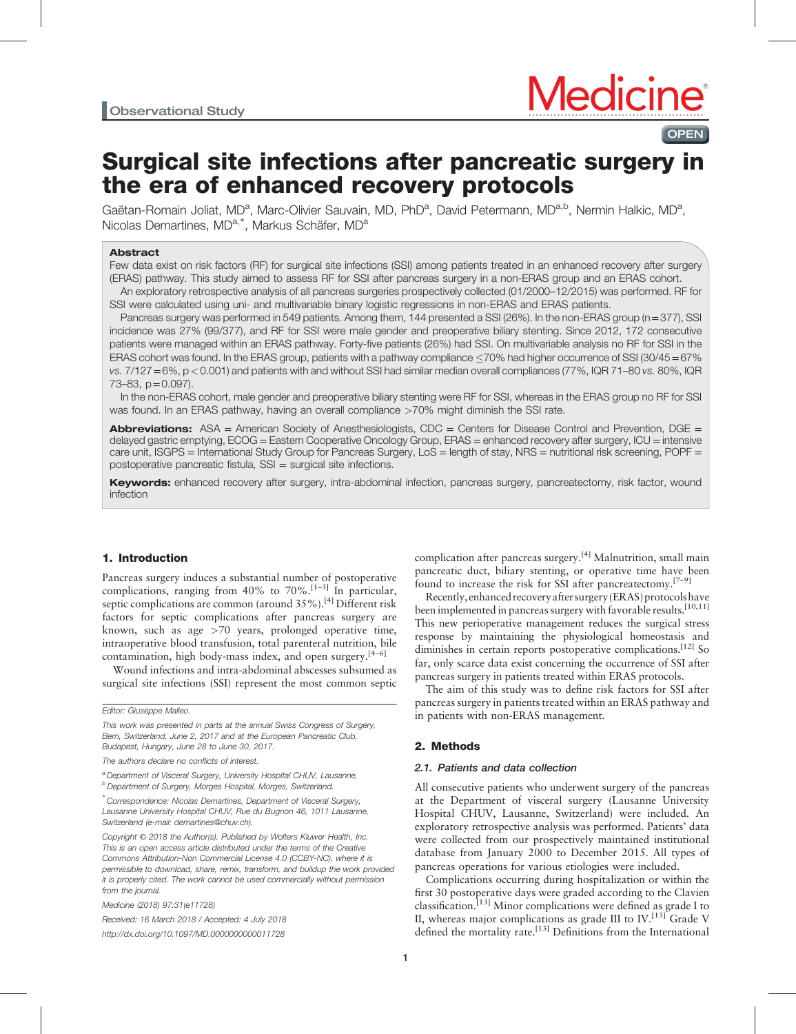Observational Study

# Surgical site infections after pancreatic surgery in the era of enhanced recovery protocols

Gaëtan-Romain Joliat, MD[a], Marc-Olivier Sauvain, MD, PhD[a], David Petermann, MD[a,b], Nermin Halkic, MD[a], Nicolas Demartines, MD[a,*], Markus Schäfer, MD[a]

## Abstract

Few data exist on risk factors (RF) for surgical site infections (SSI) among patients treated in an enhanced recovery after surgery (ERAS) pathway. This study aimed to assess RF for SSI after pancreas surgery in a non-ERAS group and an ERAS cohort.

An exploratory retrospective analysis of all pancreas surgeries prospectively collected (01/2000–12/2015) was performed. RF for SSI were calculated using uni- and multivariable binary logistic regressions in non-ERAS and ERAS patients.

Pancreas surgery was performed in 549 patients. Among them, 144 presented a SSI (26%). In the non-ERAS group (n=377), SSI incidence was 27% (99/377), and RF for SSI were male gender and preoperative biliary stenting. Since 2012, 172 consecutive patients were managed within an ERAS pathway. Forty-five patients (26%) had SSI. On multivariable analysis no RF for SSI in the ERAS cohort was found. In the ERAS group, patients with a pathway compliance ≤70% had higher occurrence of SSI (30/45=67% *vs.* 7/127=6%, $p<0.001$) and patients with and without SSI had similar median overall compliances (77%, IQR 71–80 *vs.* 80%, IQR 73–83, $p=0.097$).

In the non-ERAS cohort, male gender and preoperative biliary stenting were RF for SSI, whereas in the ERAS group no RF for SSI was found. In an ERAS pathway, having an overall compliance >70% might diminish the SSI rate.

**Abbreviations:** ASA = American Society of Anesthesiologists, CDC = Centers for Disease Control and Prevention, DGE = delayed gastric emptying, ECOG = Eastern Cooperative Oncology Group, ERAS = enhanced recovery after surgery, ICU = intensive care unit, ISGPS = International Study Group for Pancreas Surgery, LoS = length of stay, NRS = nutritional risk screening, POPF = postoperative pancreatic fistula, SSI = surgical site infections.

**Keywords:** enhanced recovery after surgery, intra-abdominal infection, pancreas surgery, pancreatectomy, risk factor, wound infection

## 1. Introduction

Pancreas surgery induces a substantial number of postoperative complications, ranging from 40% to 70%.[1–3] In particular, septic complications are common (around 35%).[4] Different risk factors for septic complications after pancreas surgery are known, such as age >70 years, prolonged operative time, intraoperative blood transfusion, total parenteral nutrition, bile contamination, high body-mass index, and open surgery.[4–6]

Wound infections and intra-abdominal abscesses subsumed as surgical site infections (SSI) represent the most common septic complication after pancreas surgery.[4] Malnutrition, small main pancreatic duct, biliary stenting, or operative time have been found to increase the risk for SSI after pancreatectomy.[7–9]

Recently, enhanced recovery after surgery (ERAS) protocols have been implemented in pancreas surgery with favorable results.[10,11] This new perioperative management reduces the surgical stress response by maintaining the physiological homeostasis and diminishes in certain reports postoperative complications.[12] So far, only scarce data exist concerning the occurrence of SSI after pancreas surgery in patients treated within ERAS protocols.

The aim of this study was to define risk factors for SSI after pancreas surgery in patients treated within an ERAS pathway and in patients with non-ERAS management.

## 2. Methods

### 2.1. Patients and data collection

All consecutive patients who underwent surgery of the pancreas at the Department of visceral surgery (Lausanne University Hospital CHUV, Lausanne, Switzerland) were included. An exploratory retrospective analysis was performed. Patients' data were collected from our prospectively maintained institutional database from January 2000 to December 2015. All types of pancreas operations for various etiologies were included.

Complications occurring during hospitalization or within the first 30 postoperative days were graded according to the Clavien classification.[13] Minor complications were defined as grade I to II, whereas major complications as grade III to IV.[13] Grade V defined the mortality rate.[13] Definitions from the International

---

Editor: Giuseppe Malleo.

This work was presented in parts at the annual Swiss Congress of Surgery, Bern, Switzerland, June 2, 2017 and at the European Pancreatic Club, Budapest, Hungary, June 28 to June 30, 2017.

The authors declare no conflicts of interest.

[a] Department of Visceral Surgery, University Hospital CHUV, Lausanne, [b] Department of Surgery, Morges Hospital, Morges, Switzerland.

[*] Correspondence: Nicolas Demartines, Department of Visceral Surgery, Lausanne University Hospital CHUV, Rue du Bugnon 46, 1011 Lausanne, Switzerland (e-mail: demartines@chuv.ch).

Copyright © 2018 the Author(s). Published by Wolters Kluwer Health, Inc. This is an open access article distributed under the terms of the Creative Commons Attribution-Non Commercial License 4.0 (CCBY-NC), where it is permissible to download, share, remix, transform, and buildup the work provided it is properly cited. The work cannot be used commercially without permission from the journal.

Medicine (2018) 97:31(e11728)

Received: 16 March 2018 / Accepted: 4 July 2018

http://dx.doi.org/10.1097/MD.0000000000011728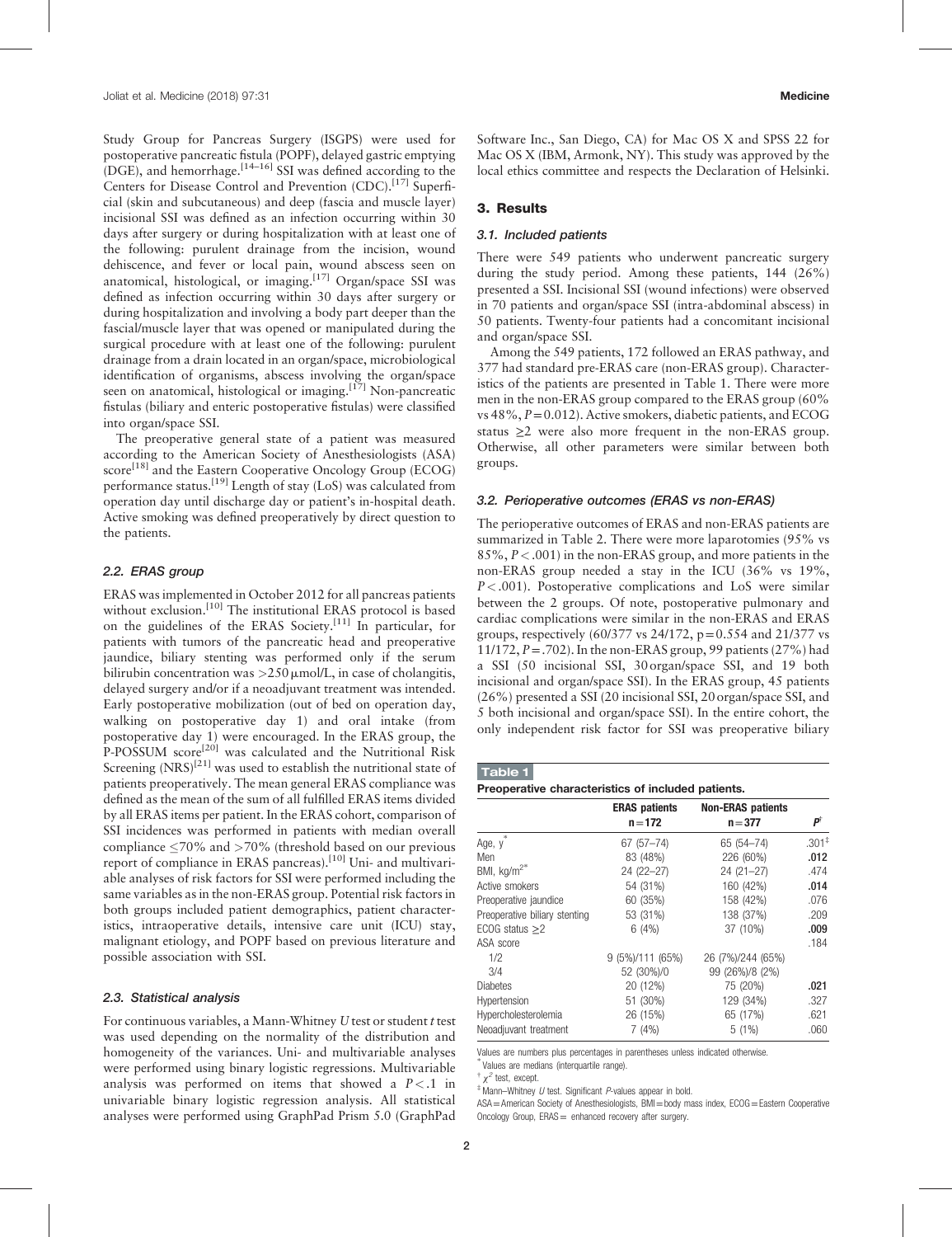Study Group for Pancreas Surgery (ISGPS) were used for postoperative pancreatic fistula (POPF), delayed gastric emptying (DGE), and hemorrhage.[14–16] SSI was defined according to the Centers for Disease Control and Prevention (CDC).[17] Superficial (skin and subcutaneous) and deep (fascia and muscle layer) incisional SSI was defined as an infection occurring within 30 days after surgery or during hospitalization with at least one of the following: purulent drainage from the incision, wound dehiscence, and fever or local pain, wound abscess seen on anatomical, histological, or imaging.[17] Organ/space SSI was defined as infection occurring within 30 days after surgery or during hospitalization and involving a body part deeper than the fascial/muscle layer that was opened or manipulated during the surgical procedure with at least one of the following: purulent drainage from a drain located in an organ/space, microbiological identification of organisms, abscess involving the organ/space seen on anatomical, histological or imaging.[17] Non-pancreatic fistulas (biliary and enteric postoperative fistulas) were classified into organ/space SSI.

The preoperative general state of a patient was measured according to the American Society of Anesthesiologists (ASA) score[18] and the Eastern Cooperative Oncology Group (ECOG) performance status.[19] Length of stay (LoS) was calculated from operation day until discharge day or patient's in-hospital death. Active smoking was defined preoperatively by direct question to the patients.

### 2.2. ERAS group

ERAS was implemented in October 2012 for all pancreas patients without exclusion.[10] The institutional ERAS protocol is based on the guidelines of the ERAS Society.[11] In particular, for patients with tumors of the pancreatic head and preoperative jaundice, biliary stenting was performed only if the serum bilirubin concentration was >250 μmol/L, in case of cholangitis, delayed surgery and/or if a neoadjuvant treatment was intended. Early postoperative mobilization (out of bed on operation day, walking on postoperative day 1) and oral intake (from postoperative day 1) were encouraged. In the ERAS group, the P-POSSUM score[20] was calculated and the Nutritional Risk Screening (NRS)[21] was used to establish the nutritional state of patients preoperatively. The mean general ERAS compliance was defined as the mean of the sum of all fulfilled ERAS items divided by all ERAS items per patient. In the ERAS cohort, comparison of SSI incidences was performed in patients with median overall compliance ≤70% and >70% (threshold based on our previous report of compliance in ERAS pancreas).[10] Uni- and multivariable analyses of risk factors for SSI were performed including the same variables as in the non-ERAS group. Potential risk factors in both groups included patient demographics, patient characteristics, intraoperative details, intensive care unit (ICU) stay, malignant etiology, and POPF based on previous literature and possible association with SSI.

### 2.3. Statistical analysis

For continuous variables, a Mann-Whitney *U* test or student *t* test was used depending on the normality of the distribution and homogeneity of the variances. Uni- and multivariable analyses were performed using binary logistic regressions. Multivariable analysis was performed on items that showed a $P<.1$ in univariable binary logistic regression analysis. All statistical analyses were performed using GraphPad Prism 5.0 (GraphPad Software Inc., San Diego, CA) for Mac OS X and SPSS 22 for Mac OS X (IBM, Armonk, NY). This study was approved by the local ethics committee and respects the Declaration of Helsinki.

## 3. Results

### 3.1. Included patients

There were 549 patients who underwent pancreatic surgery during the study period. Among these patients, 144 (26%) presented a SSI. Incisional SSI (wound infections) were observed in 70 patients and organ/space SSI (intra-abdominal abscess) in 50 patients. Twenty-four patients had a concomitant incisional and organ/space SSI.

Among the 549 patients, 172 followed an ERAS pathway, and 377 had standard pre-ERAS care (non-ERAS group). Characteristics of the patients are presented in Table 1. There were more men in the non-ERAS group compared to the ERAS group (60% vs 48%, $P=0.012$). Active smokers, diabetic patients, and ECOG status ≥2 were also more frequent in the non-ERAS group. Otherwise, all other parameters were similar between both groups.

### 3.2. Perioperative outcomes (ERAS vs non-ERAS)

The perioperative outcomes of ERAS and non-ERAS patients are summarized in Table 2. There were more laparotomies (95% vs 85%, $P<.001$) in the non-ERAS group, and more patients in the non-ERAS group needed a stay in the ICU (36% vs 19%, $P<.001$). Postoperative complications and LoS were similar between the 2 groups. Of note, postoperative pulmonary and cardiac complications were similar in the non-ERAS and ERAS groups, respectively (60/377 vs 24/172, p=0.554 and 21/377 vs 11/172, $P=.702$). In the non-ERAS group, 99 patients (27%) had a SSI (50 incisional SSI, 30 organ/space SSI, and 19 both incisional and organ/space SSI). In the ERAS group, 45 patients (26%) presented a SSI (20 incisional SSI, 20 organ/space SSI, and 5 both incisional and organ/space SSI). In the entire cohort, the only independent risk factor for SSI was preoperative biliary

**Table 1**

**Preoperative characteristics of included patients.**

| | ERAS patients n=172 | Non-ERAS patients n=377 | P† |
|---|---|---|---|
| Age, y* | 67 (57–74) | 65 (54–74) | .301‡ |
| Men | 83 (48%) | 226 (60%) | **.012** |
| BMI, kg/m2* | 24 (22–27) | 24 (21–27) | .474 |
| Active smokers | 54 (31%) | 160 (42%) | **.014** |
| Preoperative jaundice | 60 (35%) | 158 (42%) | .076 |
| Preoperative biliary stenting | 53 (31%) | 138 (37%) | .209 |
| ECOG status ≥2 | 6 (4%) | 37 (10%) | **.009** |
| ASA score | | | .184 |
| 1/2 | 9 (5%)/111 (65%) | 26 (7%)/244 (65%) | |
| 3/4 | 52 (30%)/0 | 99 (26%)/8 (2%) | |
| Diabetes | 20 (12%) | 75 (20%) | **.021** |
| Hypertension | 51 (30%) | 129 (34%) | .327 |
| Hypercholesterolemia | 26 (15%) | 65 (17%) | .621 |
| Neoadjuvant treatment | 7 (4%) | 5 (1%) | .060 |

Values are numbers plus percentages in parentheses unless indicated otherwise.
\* Values are medians (interquartile range).
† $\chi^2$ test, except.
‡ Mann–Whitney *U* test. Significant *P*-values appear in bold.
ASA = American Society of Anesthesiologists, BMI = body mass index, ECOG = Eastern Cooperative Oncology Group, ERAS = enhanced recovery after surgery.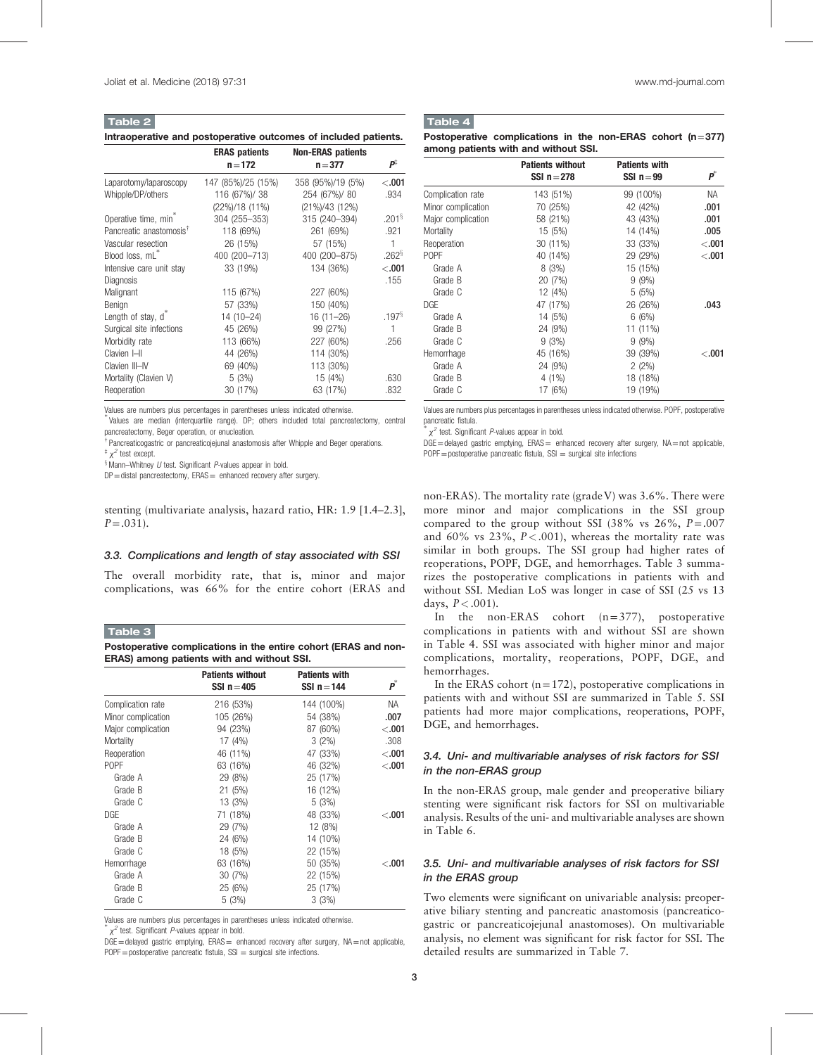**Table 2**

**Intraoperative and postoperative outcomes of included patients.**

| | ERAS patients n=172 | Non-ERAS patients n=377 | P[‡] |
|---|---|---|---|
| Laparotomy/laparoscopy | 147 (85%)/25 (15%) | 358 (95%)/19 (5%) | **<.001** |
| Whipple/DP/others | 116 (67%)/ 38 (22%)/18 (11%) | 254 (67%)/ 80 (21%)/43 (12%) | .934 |
| Operative time, min[*] | 304 (255–353) | 315 (240–394) | .201[§] |
| Pancreatic anastomosis[†] | 118 (69%) | 261 (69%) | .921 |
| Vascular resection | 26 (15%) | 57 (15%) | 1 |
| Blood loss, mL[*] | 400 (200–713) | 400 (200–875) | .262[§] |
| Intensive care unit stay | 33 (19%) | 134 (36%) | **<.001** |
| Diagnosis | | | .155 |
| Malignant | 115 (67%) | 227 (60%) | |
| Benign | 57 (33%) | 150 (40%) | |
| Length of stay, d[*] | 14 (10–24) | 16 (11–26) | .197[§] |
| Surgical site infections | 45 (26%) | 99 (27%) | 1 |
| Morbidity rate | 113 (66%) | 227 (60%) | .256 |
| Clavien I–II | 44 (26%) | 114 (30%) | |
| Clavien III–IV | 69 (40%) | 113 (30%) | |
| Mortality (Clavien V) | 5 (3%) | 15 (4%) | .630 |
| Reoperation | 30 (17%) | 63 (17%) | .832 |

Values are numbers plus percentages in parentheses unless indicated otherwise.
[*] Values are median (interquartile range). DP; others included total pancreatectomy, central pancreatectomy, Beger operation, or enucleation.
[†] Pancreaticogastric or pancreaticojejunal anastomosis after Whipple and Beger operations.
[‡] $\chi^2$ test except.
[§] Mann–Whitney *U* test. Significant *P*-values appear in bold.
DP = distal pancreatectomy, ERAS = enhanced recovery after surgery.

stenting (multivariate analysis, hazard ratio, HR: 1.9 [1.4–2.3], $P=.031$).

### 3.3. Complications and length of stay associated with SSI

The overall morbidity rate, that is, minor and major complications, was 66% for the entire cohort (ERAS and non-ERAS). The mortality rate (grade V) was 3.6%. There were more minor and major complications in the SSI group compared to the group without SSI (38% vs 26%, $P=.007$ and 60% vs 23%, $P<.001$), whereas the mortality rate was similar in both groups. The SSI group had higher rates of reoperations, POPF, DGE, and hemorrhages. Table 3 summarizes the postoperative complications in patients with and without SSI. Median LoS was longer in case of SSI (25 vs 13 days, $P<.001$).

**Table 3**

**Postoperative complications in the entire cohort (ERAS and non-ERAS) among patients with and without SSI.**

| | Patients without SSI n=405 | Patients with SSI n=144 | P[*] |
|---|---|---|---|
| Complication rate | 216 (53%) | 144 (100%) | NA |
| Minor complication | 105 (26%) | 54 (38%) | **.007** |
| Major complication | 94 (23%) | 87 (60%) | **<.001** |
| Mortality | 17 (4%) | 3 (2%) | .308 |
| Reoperation | 46 (11%) | 47 (33%) | **<.001** |
| POPF | 63 (16%) | 46 (32%) | **<.001** |
| Grade A | 29 (8%) | 25 (17%) | |
| Grade B | 21 (5%) | 16 (12%) | |
| Grade C | 13 (3%) | 5 (3%) | |
| DGE | 71 (18%) | 48 (33%) | **<.001** |
| Grade A | 29 (7%) | 12 (8%) | |
| Grade B | 24 (6%) | 14 (10%) | |
| Grade C | 18 (5%) | 22 (15%) | |
| Hemorrhage | 63 (16%) | 50 (35%) | **<.001** |
| Grade A | 30 (7%) | 22 (15%) | |
| Grade B | 25 (6%) | 25 (17%) | |
| Grade C | 5 (3%) | 3 (3%) | |

Values are numbers plus percentages in parentheses unless indicated otherwise.
[*] $\chi^2$ test. Significant *P*-values appear in bold.
DGE = delayed gastric emptying, ERAS = enhanced recovery after surgery, NA = not applicable, POPF = postoperative pancreatic fistula, SSI = surgical site infections.

**Table 4**

**Postoperative complications in the non-ERAS cohort (n=377) among patients with and without SSI.**

| | Patients without SSI n=278 | Patients with SSI n=99 | P[*] |
|---|---|---|---|
| Complication rate | 143 (51%) | 99 (100%) | NA |
| Minor complication | 70 (25%) | 42 (42%) | **.001** |
| Major complication | 58 (21%) | 43 (43%) | **.001** |
| Mortality | 15 (5%) | 14 (14%) | **.005** |
| Reoperation | 30 (11%) | 33 (33%) | **<.001** |
| POPF | 40 (14%) | 29 (29%) | **<.001** |
| Grade A | 8 (3%) | 15 (15%) | |
| Grade B | 20 (7%) | 9 (9%) | |
| Grade C | 12 (4%) | 5 (5%) | |
| DGE | 47 (17%) | 26 (26%) | **.043** |
| Grade A | 14 (5%) | 6 (6%) | |
| Grade B | 24 (9%) | 11 (11%) | |
| Grade C | 9 (3%) | 9 (9%) | |
| Hemorrhage | 45 (16%) | 39 (39%) | **<.001** |
| Grade A | 24 (9%) | 2 (2%) | |
| Grade B | 4 (1%) | 18 (18%) | |
| Grade C | 17 (6%) | 19 (19%) | |

Values are numbers plus percentages in parentheses unless indicated otherwise. POPF, postoperative pancreatic fistula.
[*] $\chi^2$ test. Significant *P*-values appear in bold.
DGE = delayed gastric emptying, ERAS = enhanced recovery after surgery, NA = not applicable, POPF = postoperative pancreatic fistula, SSI = surgical site infections

In the non-ERAS cohort (n=377), postoperative complications in patients with and without SSI are shown in Table 4. SSI was associated with higher minor and major complications, mortality, reoperations, POPF, DGE, and hemorrhages.

In the ERAS cohort (n=172), postoperative complications in patients with and without SSI are summarized in Table 5. SSI patients had more major complications, reoperations, POPF, DGE, and hemorrhages.

### 3.4. Uni- and multivariable analyses of risk factors for SSI in the non-ERAS group

In the non-ERAS group, male gender and preoperative biliary stenting were significant risk factors for SSI on multivariable analysis. Results of the uni- and multivariable analyses are shown in Table 6.

### 3.5. Uni- and multivariable analyses of risk factors for SSI in the ERAS group

Two elements were significant on univariable analysis: preoperative biliary stenting and pancreatic anastomosis (pancreaticogastric or pancreaticojejunal anastomoses). On multivariable analysis, no element was significant for risk factor for SSI. The detailed results are summarized in Table 7.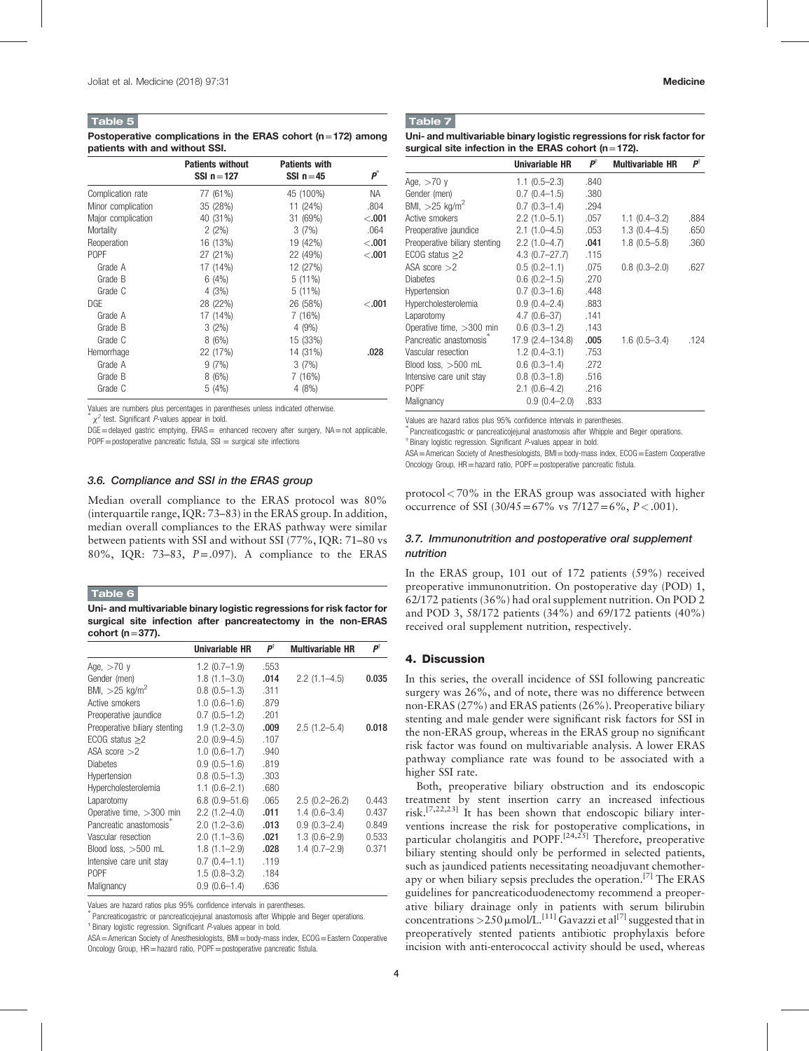**Table 5**

**Postoperative complications in the ERAS cohort (n=172) among patients with and without SSI.**

| | Patients without SSI n=127 | Patients with SSI n=45 | $P^*$ |
|---|---|---|---|
| Complication rate | 77 (61%) | 45 (100%) | NA |
| Minor complication | 35 (28%) | 11 (24%) | .804 |
| Major complication | 40 (31%) | 31 (69%) | **<.001** |
| Mortality | 2 (2%) | 3 (7%) | .064 |
| Reoperation | 16 (13%) | 19 (42%) | **<.001** |
| POPF | 27 (21%) | 22 (49%) | **<.001** |
| Grade A | 17 (14%) | 12 (27%) | |
| Grade B | 6 (4%) | 5 (11%) | |
| Grade C | 4 (3%) | 5 (11%) | |
| DGE | 28 (22%) | 26 (58%) | **<.001** |
| Grade A | 17 (14%) | 7 (16%) | |
| Grade B | 3 (2%) | 4 (9%) | |
| Grade C | 8 (6%) | 15 (33%) | |
| Hemorrhage | 22 (17%) | 14 (31%) | **.028** |
| Grade A | 9 (7%) | 3 (7%) | |
| Grade B | 8 (6%) | 7 (16%) | |
| Grade C | 5 (4%) | 4 (8%) | |

Values are numbers plus percentages in parentheses unless indicated otherwise.
* $\chi^2$ test. Significant *P*-values appear in bold.
DGE=delayed gastric emptying, ERAS= enhanced recovery after surgery, NA=not applicable, POPF=postoperative pancreatic fistula, SSI = surgical site infections

### 3.6. Compliance and SSI in the ERAS group

Median overall compliance to the ERAS protocol was 80% (interquartile range, IQR: 73–83) in the ERAS group. In addition, median overall compliances to the ERAS pathway were similar between patients with SSI and without SSI (77%, IQR: 71–80 vs 80%, IQR: 73–83, $P=.097$). A compliance to the ERAS protocol <70% in the ERAS group was associated with higher occurrence of SSI (30/45=67% vs 7/127=6%, $P<.001$).

**Table 6**

**Uni- and multivariable binary logistic regressions for risk factor for surgical site infection after pancreatectomy in the non-ERAS cohort (n=377).**

| | Univariable HR | $P^†$ | Multivariable HR | $P^†$ |
|---|---|---|---|---|
| Age, >70 y | 1.2 (0.7–1.9) | .553 | | |
| Gender (men) | 1.8 (1.1–3.0) | **.014** | 2.2 (1.1–4.5) | **0.035** |
| BMI, >25 kg/m$^2$ | 0.8 (0.5–1.3) | .311 | | |
| Active smokers | 1.0 (0.6–1.6) | .879 | | |
| Preoperative jaundice | 0.7 (0.5–1.2) | .201 | | |
| Preoperative biliary stenting | 1.9 (1.2–3.0) | **.009** | 2.5 (1.2–5.4) | **0.018** |
| ECOG status ≥2 | 2.0 (0.9–4.5) | .107 | | |
| ASA score >2 | 1.0 (0.6–1.7) | .940 | | |
| Diabetes | 0.9 (0.5–1.6) | .819 | | |
| Hypertension | 0.8 (0.5–1.3) | .303 | | |
| Hypercholesterolemia | 1.1 (0.6–2.1) | .680 | | |
| Laparotomy | 6.8 (0.9–51.6) | .065 | 2.5 (0.2–26.2) | 0.443 |
| Operative time, >300 min | 2.2 (1.2–4.0) | **.011** | 1.4 (0.6–3.4) | 0.437 |
| Pancreatic anastomosis* | 2.0 (1.2–3.6) | **.013** | 0.9 (0.3–2.4) | 0.849 |
| Vascular resection | 2.0 (1.1–3.6) | **.021** | 1.3 (0.6–2.9) | 0.533 |
| Blood loss, >500 mL | 1.8 (1.1–2.9) | **.028** | 1.4 (0.7–2.9) | 0.371 |
| Intensive care unit stay | 0.7 (0.4–1.1) | .119 | | |
| POPF | 1.5 (0.8–3.2) | .184 | | |
| Malignancy | 0.9 (0.6–1.4) | .636 | | |

Values are hazard ratios plus 95% confidence intervals in parentheses.
* Pancreaticogastric or pancreaticojejunal anastomosis after Whipple and Beger operations.
† Binary logistic regression. Significant *P*-values appear in bold.
ASA=American Society of Anesthesiologists, BMI=body-mass index, ECOG=Eastern Cooperative Oncology Group, HR=hazard ratio, POPF=postoperative pancreatic fistula.

**Table 7**

**Uni- and multivariable binary logistic regressions for risk factor for surgical site infection in the ERAS cohort (n=172).**

| | Univariable HR | $P^†$ | Multivariable HR | $P^†$ |
|---|---|---|---|---|
| Age, >70 y | 1.1 (0.5–2.3) | .840 | | |
| Gender (men) | 0.7 (0.4–1.5) | .380 | | |
| BMI, >25 kg/m$^2$ | 0.7 (0.3–1.4) | .294 | | |
| Active smokers | 2.2 (1.0–5.1) | .057 | 1.1 (0.4–3.2) | .884 |
| Preoperative jaundice | 2.1 (1.0–4.5) | .053 | 1.3 (0.4–4.5) | .650 |
| Preoperative biliary stenting | 2.2 (1.0–4.7) | **.041** | 1.8 (0.5–5.8) | .360 |
| ECOG status ≥2 | 4.3 (0.7–27.7) | .115 | | |
| ASA score >2 | 0.5 (0.2–1.1) | .075 | 0.8 (0.3–2.0) | .627 |
| Diabetes | 0.6 (0.2–1.5) | .270 | | |
| Hypertension | 0.7 (0.3–1.6) | .448 | | |
| Hypercholesterolemia | 0.9 (0.4–2.4) | .883 | | |
| Laparotomy | 4.7 (0.6–37) | .141 | | |
| Operative time, >300 min | 0.6 (0.3–1.2) | .143 | | |
| Pancreatic anastomosis* | 17.9 (2.4–134.8) | **.005** | 1.6 (0.5–3.4) | .124 |
| Vascular resection | 1.2 (0.4–3.1) | .753 | | |
| Blood loss, >500 mL | 0.6 (0.3–1.4) | .272 | | |
| Intensive care unit stay | 0.8 (0.3–1.8) | .516 | | |
| POPF | 2.1 (0.6–4.2) | .216 | | |
| Malignancy | 0.9 (0.4–2.0) | .833 | | |

Values are hazard ratios plus 95% confidence intervals in parentheses.
* Pancreaticogastric or pancreaticojejunal anastomosis after Whipple and Beger operations.
† Binary logistic regression. Significant *P*-values appear in bold.
ASA=American Society of Anesthesiologists, BMI=body-mass index, ECOG=Eastern Cooperative Oncology Group, HR=hazard ratio, POPF=postoperative pancreatic fistula.

### 3.7. Immunonutrition and postoperative oral supplement nutrition

In the ERAS group, 101 out of 172 patients (59%) received preoperative immunonutrition. On postoperative day (POD) 1, 62/172 patients (36%) had oral supplement nutrition. On POD 2 and POD 3, 58/172 patients (34%) and 69/172 patients (40%) received oral supplement nutrition, respectively.

## 4. Discussion

In this series, the overall incidence of SSI following pancreatic surgery was 26%, and of note, there was no difference between non-ERAS (27%) and ERAS patients (26%). Preoperative biliary stenting and male gender were significant risk factors for SSI in the non-ERAS group, whereas in the ERAS group no significant risk factor was found on multivariable analysis. A lower ERAS pathway compliance rate was found to be associated with a higher SSI rate.

Both, preoperative biliary obstruction and its endoscopic treatment by stent insertion carry an increased infectious risk.[7,22,23] It has been shown that endoscopic biliary interventions increase the risk for postoperative complications, in particular cholangitis and POPF.[24,25] Therefore, preoperative biliary stenting should only be performed in selected patients, such as jaundiced patients necessitating neoadjuvant chemotherapy or when biliary sepsis precludes the operation.[7] The ERAS guidelines for pancreaticoduodenectomy recommend a preoperative biliary drainage only in patients with serum bilirubin concentrations >250 μmol/L.[11] Gavazzi et al[7] suggested that in preoperatively stented patients antibiotic prophylaxis before incision with anti-enterococcal activity should be used, whereas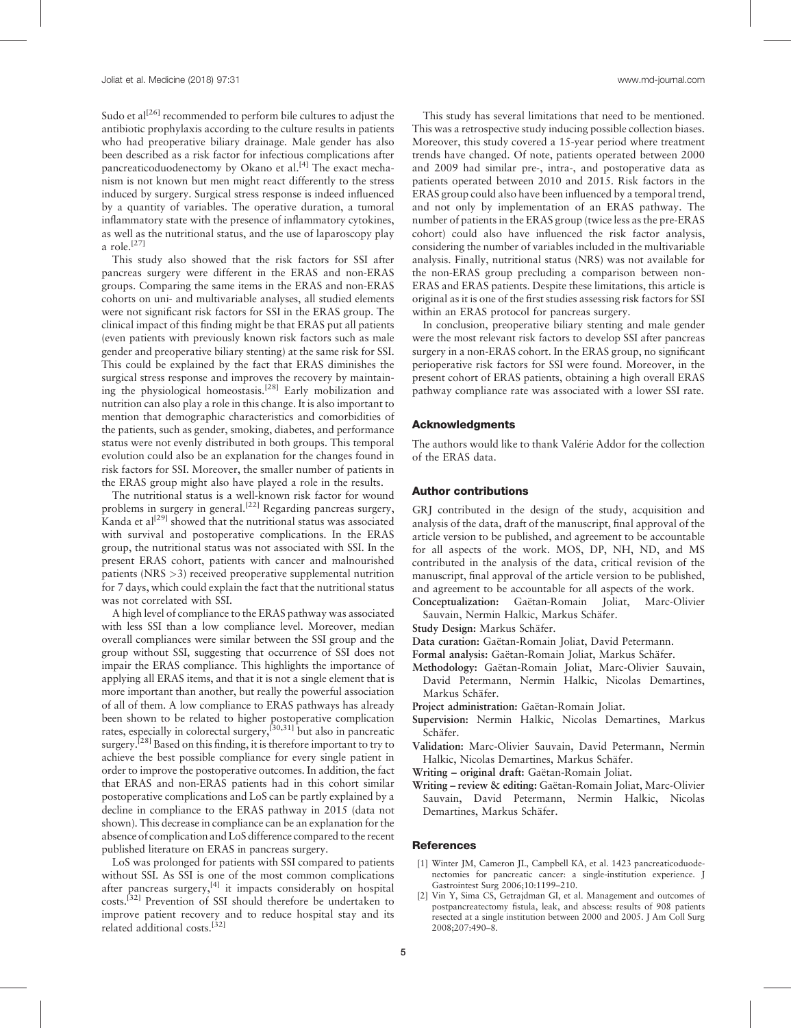Sudo et al[26] recommended to perform bile cultures to adjust the antibiotic prophylaxis according to the culture results in patients who had preoperative biliary drainage. Male gender has also been described as a risk factor for infectious complications after pancreaticoduodenectomy by Okano et al.[4] The exact mechanism is not known but men might react differently to the stress induced by surgery. Surgical stress response is indeed influenced by a quantity of variables. The operative duration, a tumoral inflammatory state with the presence of inflammatory cytokines, as well as the nutritional status, and the use of laparoscopy play a role.[27]

This study also showed that the risk factors for SSI after pancreas surgery were different in the ERAS and non-ERAS groups. Comparing the same items in the ERAS and non-ERAS cohorts on uni- and multivariable analyses, all studied elements were not significant risk factors for SSI in the ERAS group. The clinical impact of this finding might be that ERAS put all patients (even patients with previously known risk factors such as male gender and preoperative biliary stenting) at the same risk for SSI. This could be explained by the fact that ERAS diminishes the surgical stress response and improves the recovery by maintaining the physiological homeostasis.[28] Early mobilization and nutrition can also play a role in this change. It is also important to mention that demographic characteristics and comorbidities of the patients, such as gender, smoking, diabetes, and performance status were not evenly distributed in both groups. This temporal evolution could also be an explanation for the changes found in risk factors for SSI. Moreover, the smaller number of patients in the ERAS group might also have played a role in the results.

The nutritional status is a well-known risk factor for wound problems in surgery in general.[22] Regarding pancreas surgery, Kanda et al[29] showed that the nutritional status was associated with survival and postoperative complications. In the ERAS group, the nutritional status was not associated with SSI. In the present ERAS cohort, patients with cancer and malnourished patients (NRS >3) received preoperative supplemental nutrition for 7 days, which could explain the fact that the nutritional status was not correlated with SSI.

A high level of compliance to the ERAS pathway was associated with less SSI than a low compliance level. Moreover, median overall compliances were similar between the SSI group and the group without SSI, suggesting that occurrence of SSI does not impair the ERAS compliance. This highlights the importance of applying all ERAS items, and that it is not a single element that is more important than another, but really the powerful association of all of them. A low compliance to ERAS pathways has already been shown to be related to higher postoperative complication rates, especially in colorectal surgery,[30,31] but also in pancreatic surgery.[28] Based on this finding, it is therefore important to try to achieve the best possible compliance for every single patient in order to improve the postoperative outcomes. In addition, the fact that ERAS and non-ERAS patients had in this cohort similar postoperative complications and LoS can be partly explained by a decline in compliance to the ERAS pathway in 2015 (data not shown). This decrease in compliance can be an explanation for the absence of complication and LoS difference compared to the recent published literature on ERAS in pancreas surgery.

LoS was prolonged for patients with SSI compared to patients without SSI. As SSI is one of the most common complications after pancreas surgery,[4] it impacts considerably on hospital costs.[32] Prevention of SSI should therefore be undertaken to improve patient recovery and to reduce hospital stay and its related additional costs.[32]

This study has several limitations that need to be mentioned. This was a retrospective study inducing possible collection biases. Moreover, this study covered a 15-year period where treatment trends have changed. Of note, patients operated between 2000 and 2009 had similar pre-, intra-, and postoperative data as patients operated between 2010 and 2015. Risk factors in the ERAS group could also have been influenced by a temporal trend, and not only by implementation of an ERAS pathway. The number of patients in the ERAS group (twice less as the pre-ERAS cohort) could also have influenced the risk factor analysis, considering the number of variables included in the multivariable analysis. Finally, nutritional status (NRS) was not available for the non-ERAS group precluding a comparison between non-ERAS and ERAS patients. Despite these limitations, this article is original as it is one of the first studies assessing risk factors for SSI within an ERAS protocol for pancreas surgery.

In conclusion, preoperative biliary stenting and male gender were the most relevant risk factors to develop SSI after pancreas surgery in a non-ERAS cohort. In the ERAS group, no significant perioperative risk factors for SSI were found. Moreover, in the present cohort of ERAS patients, obtaining a high overall ERAS pathway compliance rate was associated with a lower SSI rate.

## Acknowledgments

The authors would like to thank Valérie Addor for the collection of the ERAS data.

## Author contributions

GRJ contributed in the design of the study, acquisition and analysis of the data, draft of the manuscript, final approval of the article version to be published, and agreement to be accountable for all aspects of the work. MOS, DP, NH, ND, and MS contributed in the analysis of the data, critical revision of the manuscript, final approval of the article version to be published, and agreement to be accountable for all aspects of the work.

**Conceptualization:** Gaëtan-Romain Joliat, Marc-Olivier Sauvain, Nermin Halkic, Markus Schäfer.

**Study Design:** Markus Schäfer.

**Data curation:** Gaëtan-Romain Joliat, David Petermann.

**Formal analysis:** Gaëtan-Romain Joliat, Markus Schäfer.

**Methodology:** Gaëtan-Romain Joliat, Marc-Olivier Sauvain, David Petermann, Nermin Halkic, Nicolas Demartines, Markus Schäfer.

**Project administration:** Gaëtan-Romain Joliat.

**Supervision:** Nermin Halkic, Nicolas Demartines, Markus Schäfer.

**Validation:** Marc-Olivier Sauvain, David Petermann, Nermin Halkic, Nicolas Demartines, Markus Schäfer.

**Writing – original draft:** Gaëtan-Romain Joliat.

**Writing – review & editing:** Gaëtan-Romain Joliat, Marc-Olivier Sauvain, David Petermann, Nermin Halkic, Nicolas Demartines, Markus Schäfer.

## References

[1] Winter JM, Cameron JL, Campbell KA, et al. 1423 pancreaticoduodenectomies for pancreatic cancer: a single-institution experience. J Gastrointest Surg 2006;10:1199–210.

[2] Vin Y, Sima CS, Getrajdman GI, et al. Management and outcomes of postpancreatectomy fistula, leak, and abscess: results of 908 patients resected at a single institution between 2000 and 2005. J Am Coll Surg 2008;207:490–8.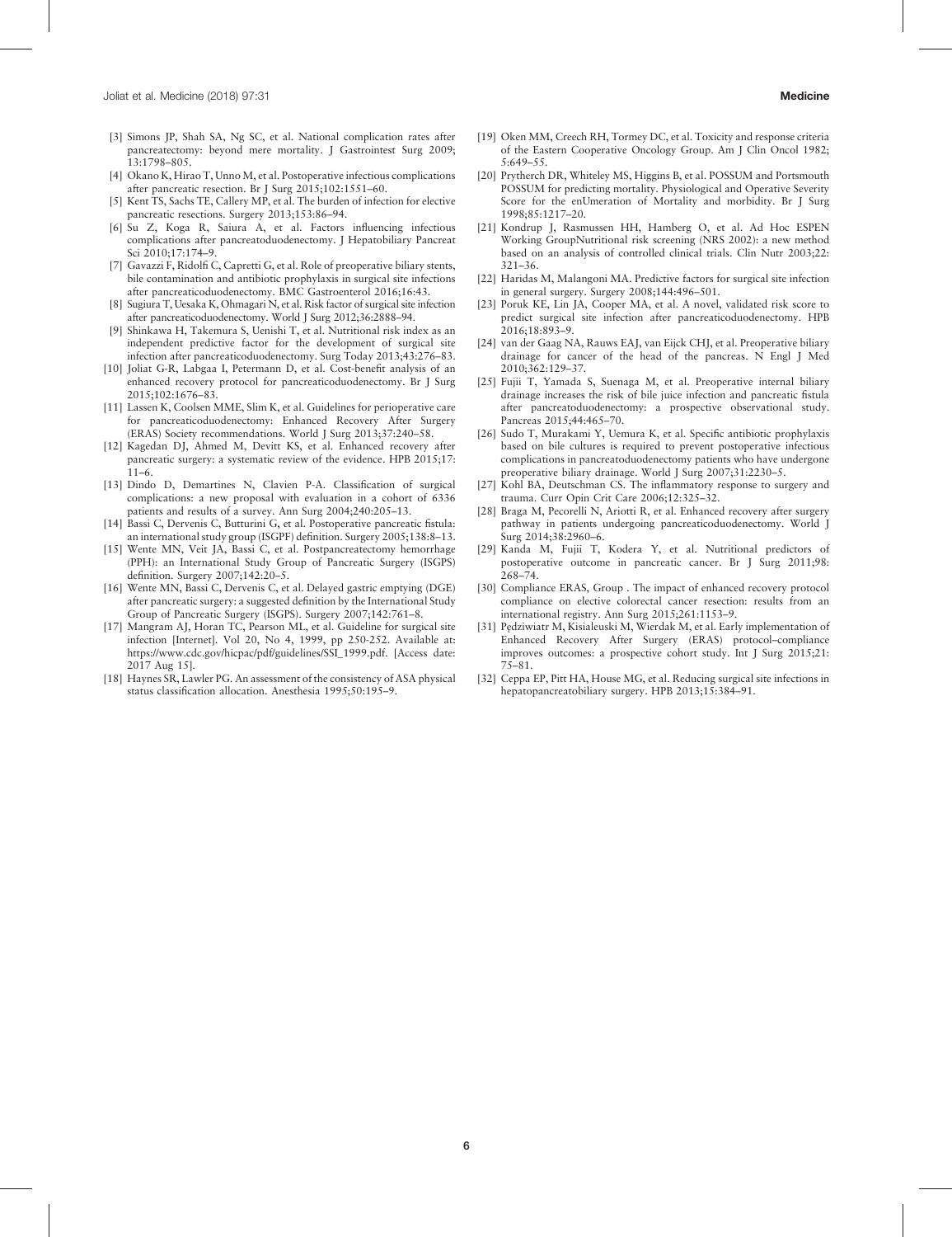[3] Simons JP, Shah SA, Ng SC, et al. National complication rates after pancreatectomy: beyond mere mortality. J Gastrointest Surg 2009;13:1798–805.

[4] Okano K, Hirao T, Unno M, et al. Postoperative infectious complications after pancreatic resection. Br J Surg 2015;102:1551–60.

[5] Kent TS, Sachs TE, Callery MP, et al. The burden of infection for elective pancreatic resections. Surgery 2013;153:86–94.

[6] Su Z, Koga R, Saiura A, et al. Factors influencing infectious complications after pancreatoduodenectomy. J Hepatobiliary Pancreat Sci 2010;17:174–9.

[7] Gavazzi F, Ridolfi C, Capretti G, et al. Role of preoperative biliary stents, bile contamination and antibiotic prophylaxis in surgical site infections after pancreaticoduodenectomy. BMC Gastroenterol 2016;16:43.

[8] Sugiura T, Uesaka K, Ohmagari N, et al. Risk factor of surgical site infection after pancreaticoduodenectomy. World J Surg 2012;36:2888–94.

[9] Shinkawa H, Takemura S, Uenishi T, et al. Nutritional risk index as an independent predictive factor for the development of surgical site infection after pancreaticoduodenectomy. Surg Today 2013;43:276–83.

[10] Joliat G-R, Labgaa I, Petermann D, et al. Cost-benefit analysis of an enhanced recovery protocol for pancreaticoduodenectomy. Br J Surg 2015;102:1676–83.

[11] Lassen K, Coolsen MME, Slim K, et al. Guidelines for perioperative care for pancreaticoduodenectomy: Enhanced Recovery After Surgery (ERAS) Society recommendations. World J Surg 2013;37:240–58.

[12] Kagedan DJ, Ahmed M, Devitt KS, et al. Enhanced recovery after pancreatic surgery: a systematic review of the evidence. HPB 2015;17:11–6.

[13] Dindo D, Demartines N, Clavien P-A. Classification of surgical complications: a new proposal with evaluation in a cohort of 6336 patients and results of a survey. Ann Surg 2004;240:205–13.

[14] Bassi C, Dervenis C, Butturini G, et al. Postoperative pancreatic fistula: an international study group (ISGPF) definition. Surgery 2005;138:8–13.

[15] Wente MN, Veit JA, Bassi C, et al. Postpancreatectomy hemorrhage (PPH): an International Study Group of Pancreatic Surgery (ISGPS) definition. Surgery 2007;142:20–5.

[16] Wente MN, Bassi C, Dervenis C, et al. Delayed gastric emptying (DGE) after pancreatic surgery: a suggested definition by the International Study Group of Pancreatic Surgery (ISGPS). Surgery 2007;142:761–8.

[17] Mangram AJ, Horan TC, Pearson ML, et al. Guideline for surgical site infection [Internet]. Vol 20, No 4, 1999, pp 250-252. Available at: https://www.cdc.gov/hicpac/pdf/guidelines/SSI_1999.pdf. [Access date: 2017 Aug 15].

[18] Haynes SR, Lawler PG. An assessment of the consistency of ASA physical status classification allocation. Anesthesia 1995;50:195–9.

[19] Oken MM, Creech RH, Tormey DC, et al. Toxicity and response criteria of the Eastern Cooperative Oncology Group. Am J Clin Oncol 1982;5:649–55.

[20] Prytherch DR, Whiteley MS, Higgins B, et al. POSSUM and Portsmouth POSSUM for predicting mortality. Physiological and Operative Severity Score for the enUmeration of Mortality and morbidity. Br J Surg 1998;85:1217–20.

[21] Kondrup J, Rasmussen HH, Hamberg O, et al. Ad Hoc ESPEN Working GroupNutritional risk screening (NRS 2002): a new method based on an analysis of controlled clinical trials. Clin Nutr 2003;22:321–36.

[22] Haridas M, Malangoni MA. Predictive factors for surgical site infection in general surgery. Surgery 2008;144:496–501.

[23] Poruk KE, Lin JA, Cooper MA, et al. A novel, validated risk score to predict surgical site infection after pancreaticoduodenectomy. HPB 2016;18:893–9.

[24] van der Gaag NA, Rauws EAJ, van Eijck CHJ, et al. Preoperative biliary drainage for cancer of the head of the pancreas. N Engl J Med 2010;362:129–37.

[25] Fujii T, Yamada S, Suenaga M, et al. Preoperative internal biliary drainage increases the risk of bile juice infection and pancreatic fistula after pancreatoduodenectomy: a prospective observational study. Pancreas 2015;44:465–70.

[26] Sudo T, Murakami Y, Uemura K, et al. Specific antibiotic prophylaxis based on bile cultures is required to prevent postoperative infectious complications in pancreatoduodenectomy patients who have undergone preoperative biliary drainage. World J Surg 2007;31:2230–5.

[27] Kohl BA, Deutschman CS. The inflammatory response to surgery and trauma. Curr Opin Crit Care 2006;12:325–32.

[28] Braga M, Pecorelli N, Ariotti R, et al. Enhanced recovery after surgery pathway in patients undergoing pancreaticoduodenectomy. World J Surg 2014;38:2960–6.

[29] Kanda M, Fujii T, Kodera Y, et al. Nutritional predictors of postoperative outcome in pancreatic cancer. Br J Surg 2011;98:268–74.

[30] Compliance ERAS, Group . The impact of enhanced recovery protocol compliance on elective colorectal cancer resection: results from an international registry. Ann Surg 2015;261:1153–9.

[31] Pędziwiatr M, Kisialeuski M, Wierdak M, et al. Early implementation of Enhanced Recovery After Surgery (ERAS) protocol–compliance improves outcomes: a prospective cohort study. Int J Surg 2015;21:75–81.

[32] Ceppa EP, Pitt HA, House MG, et al. Reducing surgical site infections in hepatopancreatobiliary surgery. HPB 2013;15:384–91.